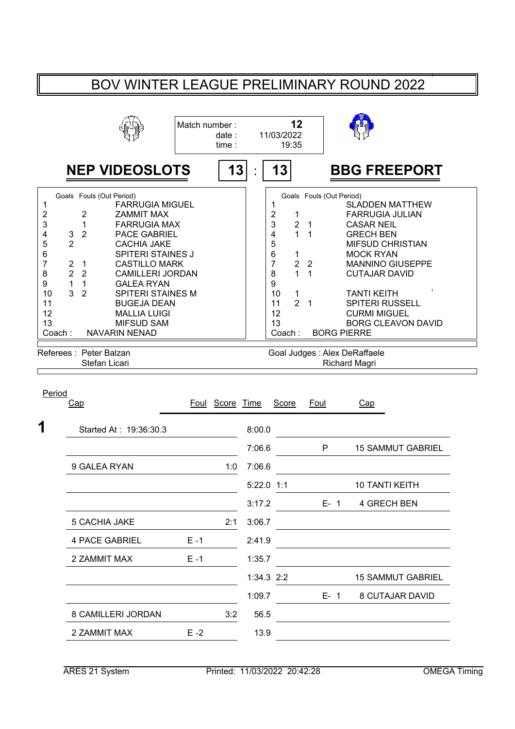# BOV WINTER LEAGUE PRELIMINARY ROUND 2022

Match number : **12**
date : 11/03/2022
time : 19:35

## NEP VIDEOSLOTS 13 : 13 BBG FREEPORT

| # | Goals | Fouls | (Out Period) | NEP VIDEOSLOTS |
|---|---|---|---|---|
| 1 | | | | FARRUGIA MIGUEL |
| 2 | | 2 | | ZAMMIT MAX |
| 3 | | 1 | | FARRUGIA MAX |
| 4 | 3 | 2 | | PACE GABRIEL |
| 5 | 2 | | | CACHIA JAKE |
| 6 | | | | SPITERI STAINES J |
| 7 | 2 | 1 | | CASTILLO MARK |
| 8 | 2 | 2 | | CAMILLERI JORDAN |
| 9 | 1 | 1 | | GALEA RYAN |
| 10 | 3 | 2 | | SPITERI STAINES M |
| 11 | | | | BUGEJA DEAN |
| 12 | | | | MALLIA LUIGI |
| 13 | | | | MIFSUD SAM |

Coach : NAVARIN NENAD

| # | Goals | Fouls | (Out Period) | BBG FREEPORT |
|---|---|---|---|---|
| 1 | | | | SLADDEN MATTHEW |
| 2 | 1 | | | FARRUGIA JULIAN |
| 3 | 2 | 1 | | CASAR NEIL |
| 4 | 1 | 1 | | GRECH BEN |
| 5 | | | | MIFSUD CHRISTIAN |
| 6 | 1 | | | MOCK RYAN |
| 7 | 2 | 2 | | MANNINO GIUSEPPE |
| 8 | 1 | 1 | | CUTAJAR DAVID |
| 9 | | | | |
| 10 | 1 | | | TANTI KEITH |
| 11 | 2 | 1 | | SPITERI RUSSELL |
| 12 | | | | CURMI MIGUEL |
| 13 | | | | BORG CLEAVON DAVID |

Coach : BORG PIERRE

Referees : Peter Balzan, Stefan Licari

Goal Judges : Alex DeRaffaele, Richard Magri

**Period 1**

| Cap | Foul | Score | Time | Score | Foul | Cap |
|---|---|---|---|---|---|---|
| Started At : 19:36:30.3 | | | 8:00.0 | | | |
| | | | 7:06.6 | | P | 15 SAMMUT GABRIEL |
| 9 GALEA RYAN | | 1:0 | 7:06.6 | | | |
| | | | 5:22.0 | 1:1 | | 10 TANTI KEITH |
| | | | 3:17.2 | | E- 1 | 4 GRECH BEN |
| 5 CACHIA JAKE | | 2:1 | 3:06.7 | | | |
| 4 PACE GABRIEL | E -1 | | 2:41.9 | | | |
| 2 ZAMMIT MAX | E -1 | | 1:35.7 | | | |
| | | | 1:34.3 | 2:2 | | 15 SAMMUT GABRIEL |
| | | | 1:09.7 | | E- 1 | 8 CUTAJAR DAVID |
| 8 CAMILLERI JORDAN | | 3:2 | 56.5 | | | |
| 2 ZAMMIT MAX | E -2 | | 13.9 | | | |

ARES 21 System — Printed: 11/03/2022 20:42:28 — OMEGA Timing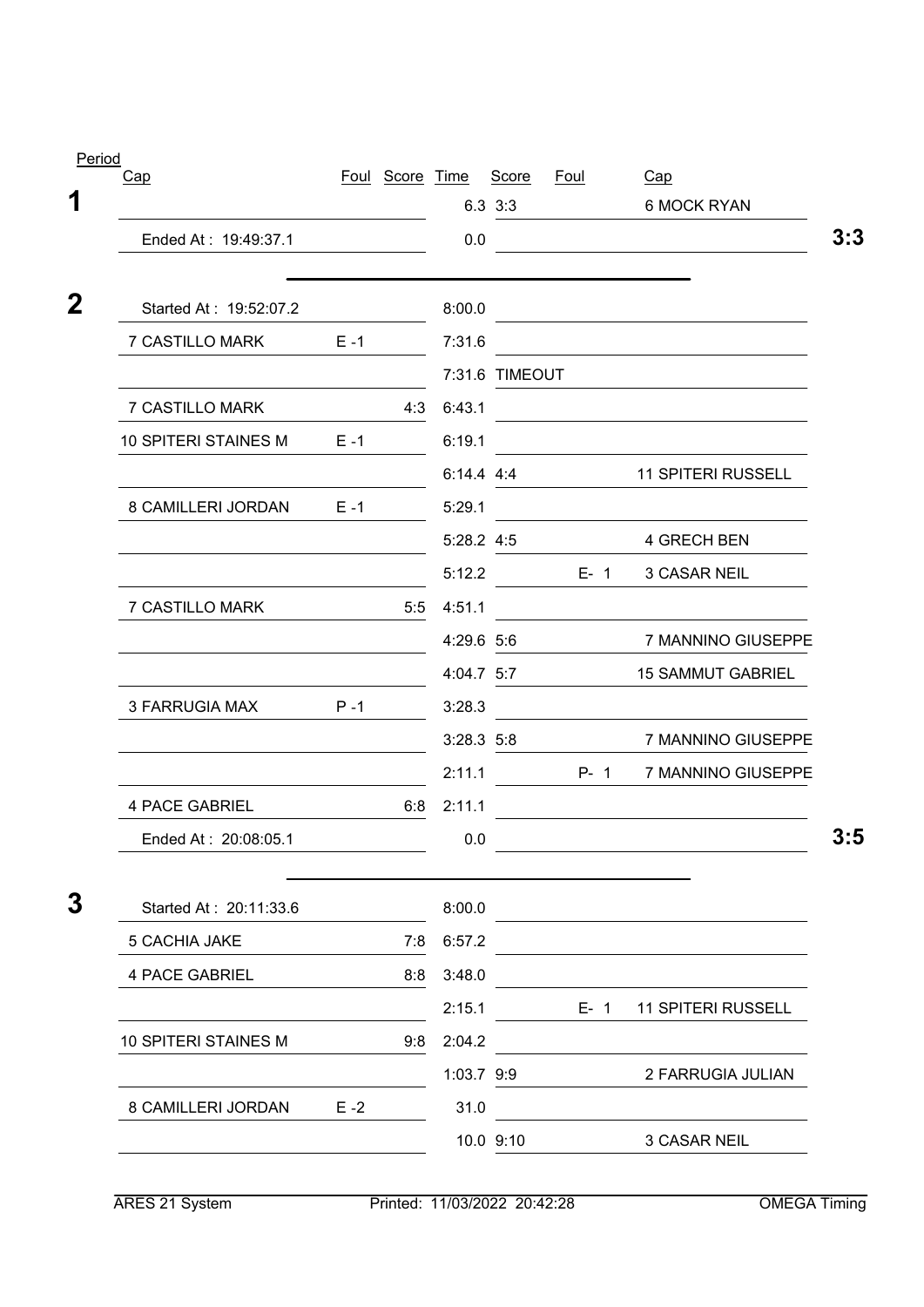| Period | Cap | Foul | Score | Time | Score | Foul | Cap | |
|---|---|---|---|---|---|---|---|---|
| **1** | | | | 6.3 | 3:3 | | 6 MOCK RYAN | |
| | Ended At : 19:49:37.1 | | | 0.0 | | | | **3:3** |
| **2** | Started At : 19:52:07.2 | | | 8:00.0 | | | | |
| | 7 CASTILLO MARK | E -1 | | 7:31.6 | | | | |
| | | | | 7:31.6 | TIMEOUT | | | |
| | 7 CASTILLO MARK | | 4:3 | 6:43.1 | | | | |
| | 10 SPITERI STAINES M | E -1 | | 6:19.1 | | | | |
| | | | | 6:14.4 | 4:4 | | 11 SPITERI RUSSELL | |
| | 8 CAMILLERI JORDAN | E -1 | | 5:29.1 | | | | |
| | | | | 5:28.2 | 4:5 | | 4 GRECH BEN | |
| | | | | 5:12.2 | | E- 1 | 3 CASAR NEIL | |
| | 7 CASTILLO MARK | | 5:5 | 4:51.1 | | | | |
| | | | | 4:29.6 | 5:6 | | 7 MANNINO GIUSEPPE | |
| | | | | 4:04.7 | 5:7 | | 15 SAMMUT GABRIEL | |
| | 3 FARRUGIA MAX | P -1 | | 3:28.3 | | | | |
| | | | | 3:28.3 | 5:8 | | 7 MANNINO GIUSEPPE | |
| | | | | 2:11.1 | | P- 1 | 7 MANNINO GIUSEPPE | |
| | 4 PACE GABRIEL | | 6:8 | 2:11.1 | | | | |
| | Ended At : 20:08:05.1 | | | 0.0 | | | | **3:5** |
| **3** | Started At : 20:11:33.6 | | | 8:00.0 | | | | |
| | 5 CACHIA JAKE | | 7:8 | 6:57.2 | | | | |
| | 4 PACE GABRIEL | | 8:8 | 3:48.0 | | | | |
| | | | | 2:15.1 | | E- 1 | 11 SPITERI RUSSELL | |
| | 10 SPITERI STAINES M | | 9:8 | 2:04.2 | | | | |
| | | | | 1:03.7 | 9:9 | | 2 FARRUGIA JULIAN | |
| | 8 CAMILLERI JORDAN | E -2 | | 31.0 | | | | |
| | | | | 10.0 | 9:10 | | 3 CASAR NEIL | |

ARES 21 System — Printed: 11/03/2022 20:42:28 — OMEGA Timing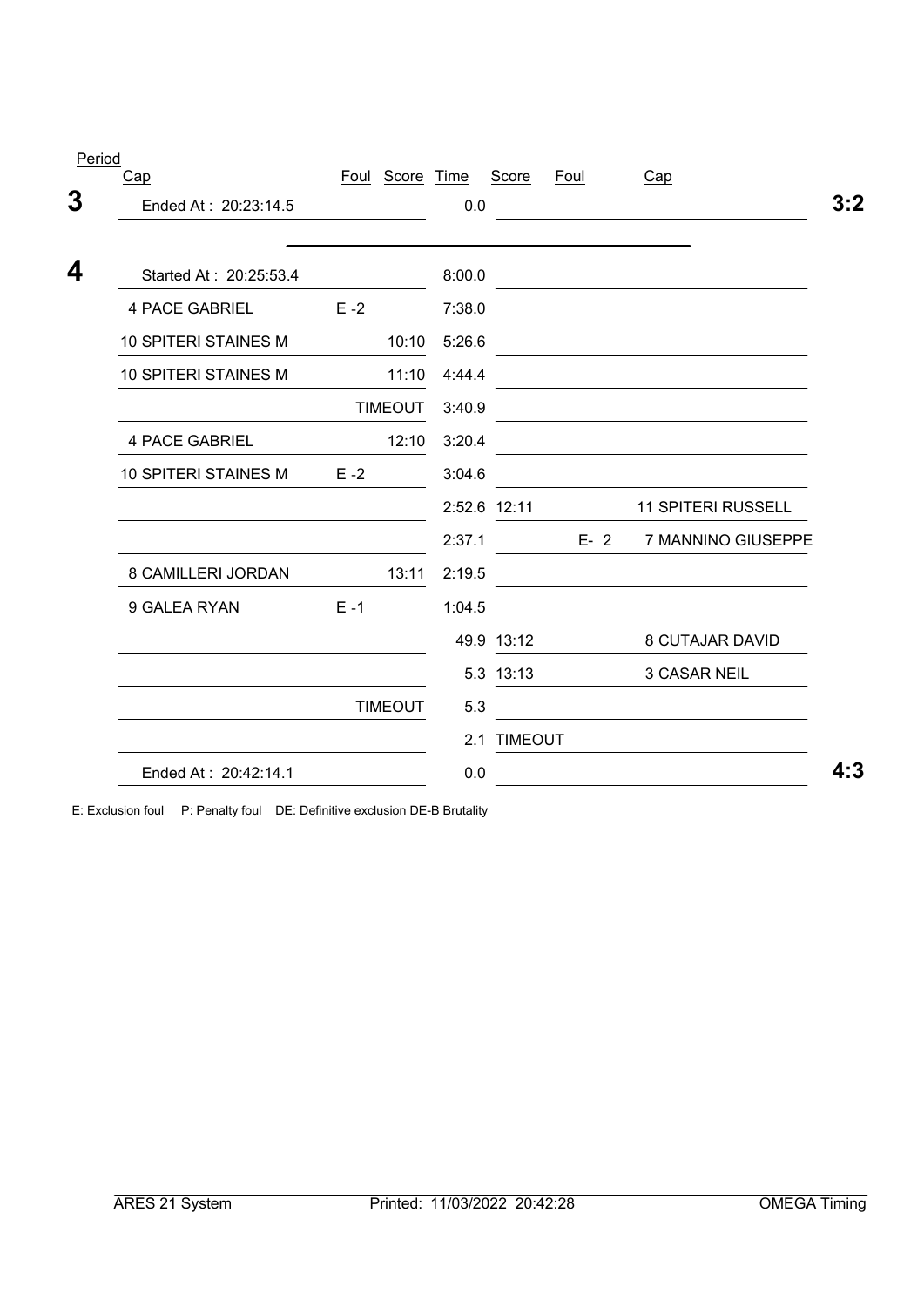| Period | Cap | Foul | Score | Time | Score | Foul | Cap | |
|---|---|---|---|---|---|---|---|---|
| **3** | Ended At : 20:23:14.5 | | | 0.0 | | | | **3:2** |
| **4** | Started At : 20:25:53.4 | | | 8:00.0 | | | | |
| | 4 PACE GABRIEL | E -2 | | 7:38.0 | | | | |
| | 10 SPITERI STAINES M | | 10:10 | 5:26.6 | | | | |
| | 10 SPITERI STAINES M | | 11:10 | 4:44.4 | | | | |
| | | | TIMEOUT | 3:40.9 | | | | |
| | 4 PACE GABRIEL | | 12:10 | 3:20.4 | | | | |
| | 10 SPITERI STAINES M | E -2 | | 3:04.6 | | | | |
| | | | | 2:52.6 | 12:11 | | 11 SPITERI RUSSELL | |
| | | | | 2:37.1 | | E- 2 | 7 MANNINO GIUSEPPE | |
| | 8 CAMILLERI JORDAN | | 13:11 | 2:19.5 | | | | |
| | 9 GALEA RYAN | E -1 | | 1:04.5 | | | | |
| | | | | 49.9 | 13:12 | | 8 CUTAJAR DAVID | |
| | | | | 5.3 | 13:13 | | 3 CASAR NEIL | |
| | | | TIMEOUT | 5.3 | | | | |
| | | | | 2.1 | TIMEOUT | | | |
| | Ended At : 20:42:14.1 | | | 0.0 | | | | **4:3** |

E: Exclusion foul  P: Penalty foul  DE: Definitive exclusion DE-B Brutality

ARES 21 System  Printed: 11/03/2022 20:42:28  OMEGA Timing